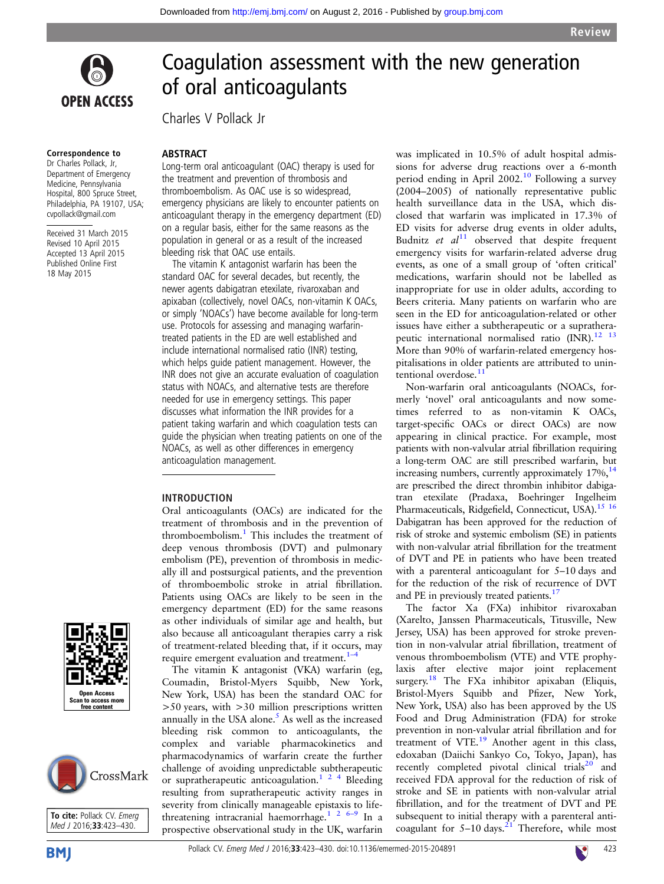# Coagulation assessment with the new generation of oral anticoagulants

Charles V Pollack Jr

**Correspondence to**
Dr Charles Pollack, Jr, Department of Emergency Medicine, Pennsylvania Hospital, 800 Spruce Street, Philadelphia, PA 19107, USA; cvpollack@gmail.com

Received 31 March 2015
Revised 10 April 2015
Accepted 13 April 2015
Published Online First 18 May 2015

**To cite:** Pollack CV. *Emerg Med J* 2016;**33**:423–430.

## ABSTRACT

Long-term oral anticoagulant (OAC) therapy is used for the treatment and prevention of thrombosis and thromboembolism. As OAC use is so widespread, emergency physicians are likely to encounter patients on anticoagulant therapy in the emergency department (ED) on a regular basis, either for the same reasons as the population in general or as a result of the increased bleeding risk that OAC use entails.

The vitamin K antagonist warfarin has been the standard OAC for several decades, but recently, the newer agents dabigatran etexilate, rivaroxaban and apixaban (collectively, novel OACs, non-vitamin K OACs, or simply 'NOACs') have become available for long-term use. Protocols for assessing and managing warfarin-treated patients in the ED are well established and include international normalised ratio (INR) testing, which helps guide patient management. However, the INR does not give an accurate evaluation of coagulation status with NOACs, and alternative tests are therefore needed for use in emergency settings. This paper discusses what information the INR provides for a patient taking warfarin and which coagulation tests can guide the physician when treating patients on one of the NOACs, as well as other differences in emergency anticoagulation management.

## INTRODUCTION

Oral anticoagulants (OACs) are indicated for the treatment of thrombosis and in the prevention of thromboembolism.[1] This includes the treatment of deep venous thrombosis (DVT) and pulmonary embolism (PE), prevention of thrombosis in medically ill and postsurgical patients, and the prevention of thromboembolic stroke in atrial fibrillation. Patients using OACs are likely to be seen in the emergency department (ED) for the same reasons as other individuals of similar age and health, but also because all anticoagulant therapies carry a risk of treatment-related bleeding that, if it occurs, may require emergent evaluation and treatment.[1–4]

The vitamin K antagonist (VKA) warfarin (eg, Coumadin, Bristol-Myers Squibb, New York, New York, USA) has been the standard OAC for >50 years, with >30 million prescriptions written annually in the USA alone.[5] As well as the increased bleeding risk common to anticoagulants, the complex and variable pharmacokinetics and pharmacodynamics of warfarin create the further challenge of avoiding unpredictable subtherapeutic or supratherapeutic anticoagulation.[1 2 4] Bleeding resulting from supratherapeutic activity ranges in severity from clinically manageable epistaxis to life-threatening intracranial haemorrhage.[1 2 6–9] In a prospective observational study in the UK, warfarin was implicated in 10.5% of adult hospital admissions for adverse drug reactions over a 6-month period ending in April 2002.[10] Following a survey (2004–2005) of nationally representative public health surveillance data in the USA, which disclosed that warfarin was implicated in 17.3% of ED visits for adverse drug events in older adults, Budnitz *et al*[11] observed that despite frequent emergency visits for warfarin-related adverse drug events, as one of a small group of 'often critical' medications, warfarin should not be labelled as inappropriate for use in older adults, according to Beers criteria. Many patients on warfarin who are seen in the ED for anticoagulation-related or other issues have either a subtherapeutic or a supratherapeutic international normalised ratio (INR).[12 13] More than 90% of warfarin-related emergency hospitalisations in older patients are attributed to unintentional overdose.[11]

Non-warfarin oral anticoagulants (NOACs, formerly 'novel' oral anticoagulants and now sometimes referred to as non-vitamin K OACs, target-specific OACs or direct OACs) are now appearing in clinical practice. For example, most patients with non-valvular atrial fibrillation requiring a long-term OAC are still prescribed warfarin, but increasing numbers, currently approximately 17%,[14] are prescribed the direct thrombin inhibitor dabigatran etexilate (Pradaxa, Boehringer Ingelheim Pharmaceuticals, Ridgefield, Connecticut, USA).[15 16] Dabigatran has been approved for the reduction of risk of stroke and systemic embolism (SE) in patients with non-valvular atrial fibrillation for the treatment of DVT and PE in patients who have been treated with a parenteral anticoagulant for 5–10 days and for the reduction of the risk of recurrence of DVT and PE in previously treated patients.[17]

The factor Xa (FXa) inhibitor rivaroxaban (Xarelto, Janssen Pharmaceuticals, Titusville, New Jersey, USA) has been approved for stroke prevention in non-valvular atrial fibrillation, treatment of venous thromboembolism (VTE) and VTE prophylaxis after elective major joint replacement surgery.[18] The FXa inhibitor apixaban (Eliquis, Bristol-Myers Squibb and Pfizer, New York, New York, USA) also has been approved by the US Food and Drug Administration (FDA) for stroke prevention in non-valvular atrial fibrillation and for treatment of VTE.[19] Another agent in this class, edoxaban (Daiichi Sankyo Co, Tokyo, Japan), has recently completed pivotal clinical trials[20] and received FDA approval for the reduction of risk of stroke and SE in patients with non-valvular atrial fibrillation, and for the treatment of DVT and PE subsequent to initial therapy with a parenteral anticoagulant for 5–10 days.[21] Therefore, while most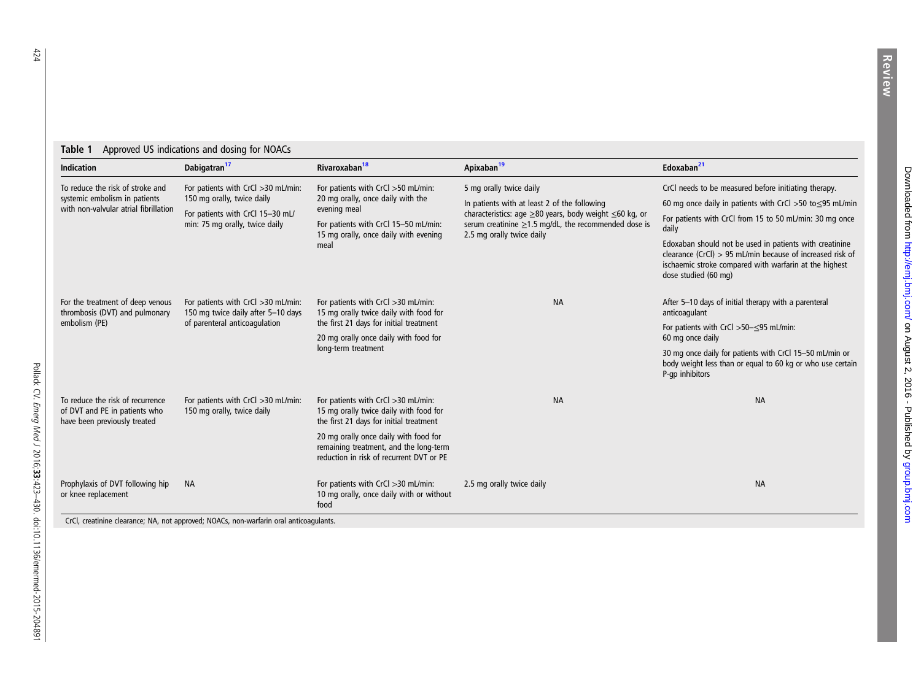**Table 1** Approved US indications and dosing for NOACs

| Indication | Dabigatran[17] | Rivaroxaban[18] | Apixaban[19] | Edoxaban[21] |
|---|---|---|---|---|
| To reduce the risk of stroke and systemic embolism in patients with non-valvular atrial fibrillation | For patients with CrCl >30 mL/min: 150 mg orally, twice daily<br>For patients with CrCl 15–30 mL/min: 75 mg orally, twice daily | For patients with CrCl >50 mL/min: 20 mg orally, once daily with the evening meal<br>For patients with CrCl 15–50 mL/min: 15 mg orally, once daily with evening meal | 5 mg orally twice daily<br>In patients with at least 2 of the following characteristics: age ≥80 years, body weight ≤60 kg, or serum creatinine ≥1.5 mg/dL, the recommended dose is 2.5 mg orally twice daily | CrCl needs to be measured before initiating therapy.<br>60 mg once daily in patients with CrCl >50 to≤95 mL/min<br>For patients with CrCl from 15 to 50 mL/min: 30 mg once daily<br>Edoxaban should not be used in patients with creatinine clearance (CrCl) > 95 mL/min because of increased risk of ischaemic stroke compared with warfarin at the highest dose studied (60 mg) |
| For the treatment of deep venous thrombosis (DVT) and pulmonary embolism (PE) | For patients with CrCl >30 mL/min: 150 mg twice daily after 5–10 days of parenteral anticoagulation | For patients with CrCl >30 mL/min: 15 mg orally twice daily with food for the first 21 days for initial treatment<br>20 mg orally once daily with food for long-term treatment | NA | After 5–10 days of initial therapy with a parenteral anticoagulant<br>For patients with CrCl >50–≤95 mL/min: 60 mg once daily<br>30 mg once daily for patients with CrCl 15–50 mL/min or body weight less than or equal to 60 kg or who use certain P-gp inhibitors |
| To reduce the risk of recurrence of DVT and PE in patients who have been previously treated | For patients with CrCl >30 mL/min: 150 mg orally, twice daily | For patients with CrCl >30 mL/min: 15 mg orally twice daily with food for the first 21 days for initial treatment<br>20 mg orally once daily with food for remaining treatment, and the long-term reduction in risk of recurrent DVT or PE | NA | NA |
| Prophylaxis of DVT following hip or knee replacement | NA | For patients with CrCl >30 mL/min: 10 mg orally, once daily with or without food | 2.5 mg orally twice daily | NA |

CrCl, creatinine clearance; NA, not approved; NOACs, non-warfarin oral anticoagulants.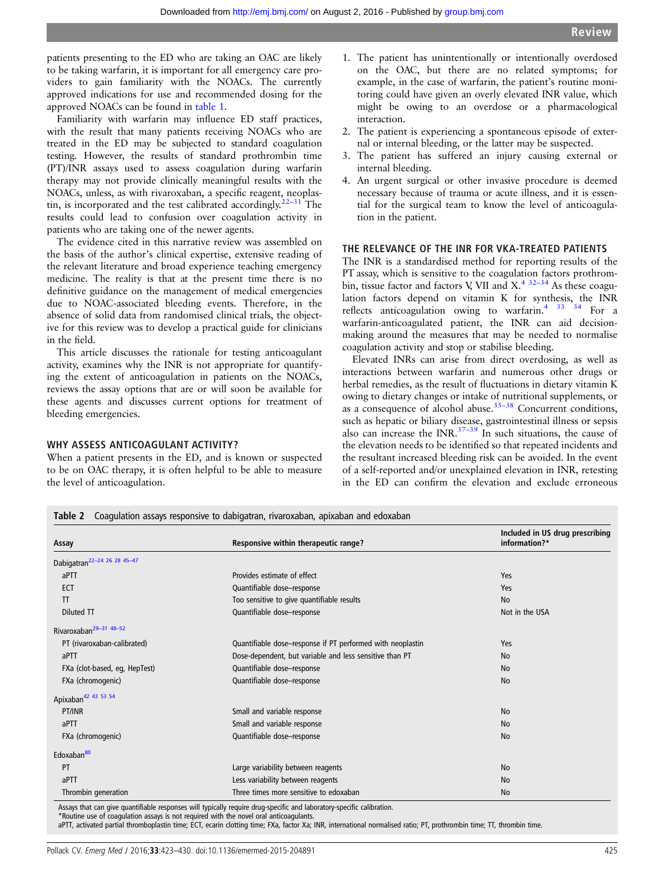patients presenting to the ED who are taking an OAC are likely to be taking warfarin, it is important for all emergency care providers to gain familiarity with the NOACs. The currently approved indications for use and recommended dosing for the approved NOACs can be found in table 1.

Familiarity with warfarin may influence ED staff practices, with the result that many patients receiving NOACs who are treated in the ED may be subjected to standard coagulation testing. However, the results of standard prothrombin time (PT)/INR assays used to assess coagulation during warfarin therapy may not provide clinically meaningful results with the NOACs, unless, as with rivaroxaban, a specific reagent, neoplastin, is incorporated and the test calibrated accordingly.[22–31] The results could lead to confusion over coagulation activity in patients who are taking one of the newer agents.

The evidence cited in this narrative review was assembled on the basis of the author's clinical expertise, extensive reading of the relevant literature and broad experience teaching emergency medicine. The reality is that at the present time there is no definitive guidance on the management of medical emergencies due to NOAC-associated bleeding events. Therefore, in the absence of solid data from randomised clinical trials, the objective for this review was to develop a practical guide for clinicians in the field.

This article discusses the rationale for testing anticoagulant activity, examines why the INR is not appropriate for quantifying the extent of anticoagulation in patients on the NOACs, reviews the assay options that are or will soon be available for these agents and discusses current options for treatment of bleeding emergencies.

## WHY ASSESS ANTICOAGULANT ACTIVITY?

When a patient presents in the ED, and is known or suspected to be on OAC therapy, it is often helpful to be able to measure the level of anticoagulation.

1. The patient has unintentionally or intentionally overdosed on the OAC, but there are no related symptoms; for example, in the case of warfarin, the patient's routine monitoring could have given an overly elevated INR value, which might be owing to an overdose or a pharmacological interaction.
2. The patient is experiencing a spontaneous episode of external or internal bleeding, or the latter may be suspected.
3. The patient has suffered an injury causing external or internal bleeding.
4. An urgent surgical or other invasive procedure is deemed necessary because of trauma or acute illness, and it is essential for the surgical team to know the level of anticoagulation in the patient.

## THE RELEVANCE OF THE INR FOR VKA-TREATED PATIENTS

The INR is a standardised method for reporting results of the PT assay, which is sensitive to the coagulation factors prothrombin, tissue factor and factors V, VII and X.[4 32–34] As these coagulation factors depend on vitamin K for synthesis, the INR reflects anticoagulation owing to warfarin.[4 33 34] For a warfarin-anticoagulated patient, the INR can aid decision-making around the measures that may be needed to normalise coagulation activity and stop or stabilise bleeding.

Elevated INRs can arise from direct overdosing, as well as interactions between warfarin and numerous other drugs or herbal remedies, as the result of fluctuations in dietary vitamin K owing to dietary changes or intake of nutritional supplements, or as a consequence of alcohol abuse.[35–38] Concurrent conditions, such as hepatic or biliary disease, gastrointestinal illness or sepsis also can increase the INR.[37–39] In such situations, the cause of the elevation needs to be identified so that repeated incidents and the resultant increased bleeding risk can be avoided. In the event of a self-reported and/or unexplained elevation in INR, retesting in the ED can confirm the elevation and exclude erroneous

**Table 2** Coagulation assays responsive to dabigatran, rivaroxaban, apixaban and edoxaban

| Assay | Responsive within therapeutic range? | Included in US drug prescribing information?* |
|---|---|---|
| Dabigatran[22–24 26 28 45–47] | | |
| aPTT | Provides estimate of effect | Yes |
| ECT | Quantifiable dose–response | Yes |
| TT | Too sensitive to give quantifiable results | No |
| Diluted TT | Quantifiable dose–response | Not in the USA |
| Rivaroxaban[29–31 48–52] | | |
| PT (rivaroxaban-calibrated) | Quantifiable dose–response if PT performed with neoplastin | Yes |
| aPTT | Dose-dependent, but variable and less sensitive than PT | No |
| FXa (clot-based, eg, HepTest) | Quantifiable dose–response | No |
| FXa (chromogenic) | Quantifiable dose–response | No |
| Apixaban[42 43 53 54] | | |
| PT/INR | Small and variable response | No |
| aPTT | Small and variable response | No |
| FXa (chromogenic) | Quantifiable dose–response | No |
| Edoxaban[80] | | |
| PT | Large variability between reagents | No |
| aPTT | Less variability between reagents | No |
| Thrombin generation | Three times more sensitive to edoxaban | No |

Assays that can give quantifiable responses will typically require drug-specific and laboratory-specific calibration.
*Routine use of coagulation assays is not required with the novel oral anticoagulants.
aPTT, activated partial thromboplastin time; ECT, ecarin clotting time; FXa, factor Xa; INR, international normalised ratio; PT, prothrombin time; TT, thrombin time.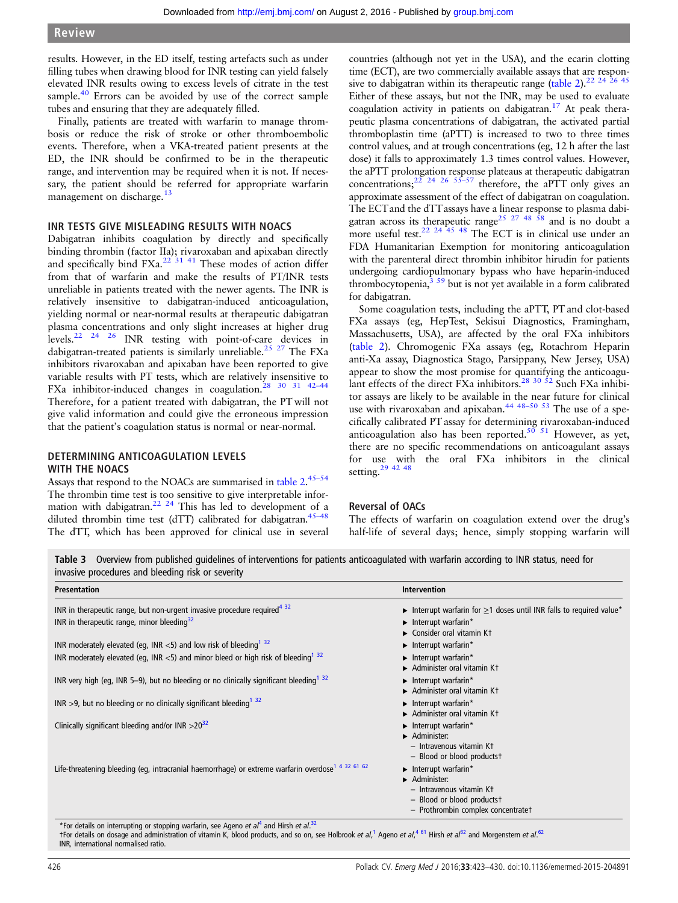results. However, in the ED itself, testing artefacts such as under filling tubes when drawing blood for INR testing can yield falsely elevated INR results owing to excess levels of citrate in the test sample.[40] Errors can be avoided by use of the correct sample tubes and ensuring that they are adequately filled.

Finally, patients are treated with warfarin to manage thrombosis or reduce the risk of stroke or other thromboembolic events. Therefore, when a VKA-treated patient presents at the ED, the INR should be confirmed to be in the therapeutic range, and intervention may be required when it is not. If necessary, the patient should be referred for appropriate warfarin management on discharge.[13]

## INR TESTS GIVE MISLEADING RESULTS WITH NOACS

Dabigatran inhibits coagulation by directly and specifically binding thrombin (factor IIa); rivaroxaban and apixaban directly and specifically bind FXa.[22 31 41] These modes of action differ from that of warfarin and make the results of PT/INR tests unreliable in patients treated with the newer agents. The INR is relatively insensitive to dabigatran-induced anticoagulation, yielding normal or near-normal results at therapeutic dabigatran plasma concentrations and only slight increases at higher drug levels.[22 24 26] INR testing with point-of-care devices in dabigatran-treated patients is similarly unreliable.[25 27] The FXa inhibitors rivaroxaban and apixaban have been reported to give variable results with PT tests, which are relatively insensitive to FXa inhibitor-induced changes in coagulation.[28 30 31 42–44] Therefore, for a patient treated with dabigatran, the PT will not give valid information and could give the erroneous impression that the patient's coagulation status is normal or near-normal.

## DETERMINING ANTICOAGULATION LEVELS WITH THE NOACS

Assays that respond to the NOACs are summarised in table 2.[45–54] The thrombin time test is too sensitive to give interpretable information with dabigatran.[22 24] This has led to development of a diluted thrombin time test (dTT) calibrated for dabigatran.[45–48] The dTT, which has been approved for clinical use in several countries (although not yet in the USA), and the ecarin clotting time (ECT), are two commercially available assays that are responsive to dabigatran within its therapeutic range (table 2).[22 24 26 45] Either of these assays, but not the INR, may be used to evaluate coagulation activity in patients on dabigatran.[17] At peak therapeutic plasma concentrations of dabigatran, the activated partial thromboplastin time (aPTT) is increased to two to three times control values, and at trough concentrations (eg, 12 h after the last dose) it falls to approximately 1.3 times control values. However, the aPTT prolongation response plateaus at therapeutic dabigatran concentrations;[22 24 26 55–57] therefore, the aPTT only gives an approximate assessment of the effect of dabigatran on coagulation. The ECT and the dTT assays have a linear response to plasma dabigatran across its therapeutic range[25 27 48 58] and is no doubt a more useful test.[22 24 45 48] The ECT is in clinical use under an FDA Humanitarian Exemption for monitoring anticoagulation with the parenteral direct thrombin inhibitor hirudin for patients undergoing cardiopulmonary bypass who have heparin-induced thrombocytopenia,[3 59] but is not yet available in a form calibrated for dabigatran.

Some coagulation tests, including the aPTT, PT and clot-based FXa assays (eg, HepTest, Sekisui Diagnostics, Framingham, Massachusetts, USA), are affected by the oral FXa inhibitors (table 2). Chromogenic FXa assays (eg, Rotachrom Heparin anti-Xa assay, Diagnostica Stago, Parsippany, New Jersey, USA) appear to show the most promise for quantifying the anticoagulant effects of the direct FXa inhibitors.[28 30 52] Such FXa inhibitor assays are likely to be available in the near future for clinical use with rivaroxaban and apixaban.[44 48–50 53] The use of a specifically calibrated PT assay for determining rivaroxaban-induced anticoagulation also has been reported.[50 51] However, as yet, there are no specific recommendations on anticoagulant assays for use with the oral FXa inhibitors in the clinical setting.[29 42 48]

### Reversal of OACs

The effects of warfarin on coagulation extend over the drug's half-life of several days; hence, simply stopping warfarin will

**Table 3** Overview from published guidelines of interventions for patients anticoagulated with warfarin according to INR status, need for invasive procedures and bleeding risk or severity

| Presentation | Intervention |
|---|---|
| INR in therapeutic range, but non-urgent invasive procedure required[4 32] | ▶ Interrupt warfarin for ≥1 doses until INR falls to required value* |
| INR in therapeutic range, minor bleeding[32] | ▶ Interrupt warfarin*<br>▶ Consider oral vitamin K† |
| INR moderately elevated (eg, INR <5) and low risk of bleeding[1 32] | ▶ Interrupt warfarin* |
| INR moderately elevated (eg, INR <5) and minor bleed or high risk of bleeding[1 32] | ▶ Interrupt warfarin*<br>▶ Administer oral vitamin K† |
| INR very high (eg, INR 5–9), but no bleeding or no clinically significant bleeding[1 32] | ▶ Interrupt warfarin*<br>▶ Administer oral vitamin K† |
| INR >9, but no bleeding or no clinically significant bleeding[1 32] | ▶ Interrupt warfarin*<br>▶ Administer oral vitamin K† |
| Clinically significant bleeding and/or INR >20[32] | ▶ Interrupt warfarin*<br>▶ Administer:<br>– Intravenous vitamin K†<br>– Blood or blood products† |
| Life-threatening bleeding (eg, intracranial haemorrhage) or extreme warfarin overdose[1 4 32 61 62] | ▶ Interrupt warfarin*<br>▶ Administer:<br>– Intravenous vitamin K†<br>– Blood or blood products†<br>– Prothrombin complex concentrate† |

*For details on interrupting or stopping warfarin, see Ageno *et al*[4] and Hirsh *et al*.[32]
†For details on dosage and administration of vitamin K, blood products, and so on, see Holbrook *et al*,[1] Ageno *et al*,[4 61] Hirsh *et al*[32] and Morgenstern *et al*.[62]
INR, international normalised ratio.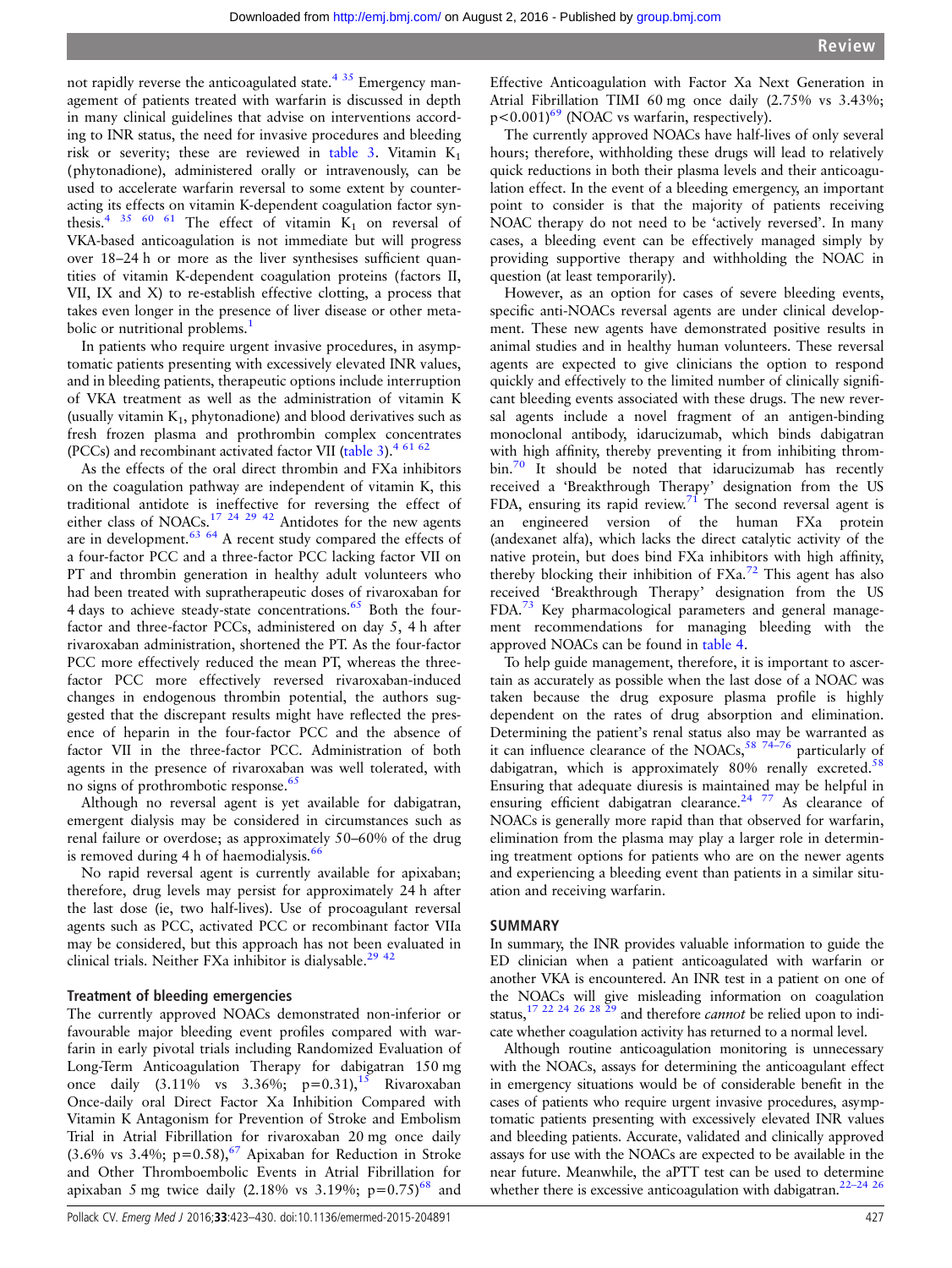not rapidly reverse the anticoagulated state.[4 35] Emergency management of patients treated with warfarin is discussed in depth in many clinical guidelines that advise on interventions according to INR status, the need for invasive procedures and bleeding risk or severity; these are reviewed in table 3. Vitamin $K_1$ (phytonadione), administered orally or intravenously, can be used to accelerate warfarin reversal to some extent by counteracting its effects on vitamin K-dependent coagulation factor synthesis.[4 35 60 61] The effect of vitamin $K_1$ on reversal of VKA-based anticoagulation is not immediate but will progress over 18–24 h or more as the liver synthesises sufficient quantities of vitamin K-dependent coagulation proteins (factors II, VII, IX and X) to re-establish effective clotting, a process that takes even longer in the presence of liver disease or other metabolic or nutritional problems.[1]

In patients who require urgent invasive procedures, in asymptomatic patients presenting with excessively elevated INR values, and in bleeding patients, therapeutic options include interruption of VKA treatment as well as the administration of vitamin K (usually vitamin $K_1$, phytonadione) and blood derivatives such as fresh frozen plasma and prothrombin complex concentrates (PCCs) and recombinant activated factor VII (table 3).[4 61 62]

As the effects of the oral direct thrombin and FXa inhibitors on the coagulation pathway are independent of vitamin K, this traditional antidote is ineffective for reversing the effect of either class of NOACs.[17 24 29 42] Antidotes for the new agents are in development.[63 64] A recent study compared the effects of a four-factor PCC and a three-factor PCC lacking factor VII on PT and thrombin generation in healthy adult volunteers who had been treated with supratherapeutic doses of rivaroxaban for 4 days to achieve steady-state concentrations.[65] Both the four-factor and three-factor PCCs, administered on day 5, 4 h after rivaroxaban administration, shortened the PT. As the four-factor PCC more effectively reduced the mean PT, whereas the three-factor PCC more effectively reversed rivaroxaban-induced changes in endogenous thrombin potential, the authors suggested that the discrepant results might have reflected the presence of heparin in the four-factor PCC and the absence of factor VII in the three-factor PCC. Administration of both agents in the presence of rivaroxaban was well tolerated, with no signs of prothrombotic response.[65]

Although no reversal agent is yet available for dabigatran, emergent dialysis may be considered in circumstances such as renal failure or overdose; as approximately 50–60% of the drug is removed during 4 h of haemodialysis.[66]

No rapid reversal agent is currently available for apixaban; therefore, drug levels may persist for approximately 24 h after the last dose (ie, two half-lives). Use of procoagulant reversal agents such as PCC, activated PCC or recombinant factor VIIa may be considered, but this approach has not been evaluated in clinical trials. Neither FXa inhibitor is dialysable.[29 42]

### Treatment of bleeding emergencies

The currently approved NOACs demonstrated non-inferior or favourable major bleeding event profiles compared with warfarin in early pivotal trials including Randomized Evaluation of Long-Term Anticoagulation Therapy for dabigatran 150 mg once daily (3.11% vs 3.36%; $p=0.31$),[15] Rivaroxaban Once-daily oral Direct Factor Xa Inhibition Compared with Vitamin K Antagonism for Prevention of Stroke and Embolism Trial in Atrial Fibrillation for rivaroxaban 20 mg once daily (3.6% vs 3.4%; $p=0.58$),[67] Apixaban for Reduction in Stroke and Other Thromboembolic Events in Atrial Fibrillation for apixaban 5 mg twice daily (2.18% vs 3.19%; $p=0.75$)[68] and Effective Anticoagulation with Factor Xa Next Generation in Atrial Fibrillation TIMI 60 mg once daily (2.75% vs 3.43%; $p<0.001$)[69] (NOAC vs warfarin, respectively).

The currently approved NOACs have half-lives of only several hours; therefore, withholding these drugs will lead to relatively quick reductions in both their plasma levels and their anticoagulation effect. In the event of a bleeding emergency, an important point to consider is that the majority of patients receiving NOAC therapy do not need to be 'actively reversed'. In many cases, a bleeding event can be effectively managed simply by providing supportive therapy and withholding the NOAC in question (at least temporarily).

However, as an option for cases of severe bleeding events, specific anti-NOACs reversal agents are under clinical development. These new agents have demonstrated positive results in animal studies and in healthy human volunteers. These reversal agents are expected to give clinicians the option to respond quickly and effectively to the limited number of clinically significant bleeding events associated with these drugs. The new reversal agents include a novel fragment of an antigen-binding monoclonal antibody, idarucizumab, which binds dabigatran with high affinity, thereby preventing it from inhibiting thrombin.[70] It should be noted that idarucizumab has recently received a 'Breakthrough Therapy' designation from the US FDA, ensuring its rapid review.[71] The second reversal agent is an engineered version of the human FXa protein (andexanet alfa), which lacks the direct catalytic activity of the native protein, but does bind FXa inhibitors with high affinity, thereby blocking their inhibition of FXa.[72] This agent has also received 'Breakthrough Therapy' designation from the US FDA.[73] Key pharmacological parameters and general management recommendations for managing bleeding with the approved NOACs can be found in table 4.

To help guide management, therefore, it is important to ascertain as accurately as possible when the last dose of a NOAC was taken because the drug exposure plasma profile is highly dependent on the rates of drug absorption and elimination. Determining the patient's renal status also may be warranted as it can influence clearance of the NOACs,[58 74–76] particularly of dabigatran, which is approximately 80% renally excreted.[58] Ensuring that adequate diuresis is maintained may be helpful in ensuring efficient dabigatran clearance.[24 77] As clearance of NOACs is generally more rapid than that observed for warfarin, elimination from the plasma may play a larger role in determining treatment options for patients who are on the newer agents and experiencing a bleeding event than patients in a similar situation and receiving warfarin.

## SUMMARY

In summary, the INR provides valuable information to guide the ED clinician when a patient anticoagulated with warfarin or another VKA is encountered. An INR test in a patient on one of the NOACs will give misleading information on coagulation status,[17 22 24 26 28 29] and therefore *cannot* be relied upon to indicate whether coagulation activity has returned to a normal level.

Although routine anticoagulation monitoring is unnecessary with the NOACs, assays for determining the anticoagulant effect in emergency situations would be of considerable benefit in the cases of patients who require urgent invasive procedures, asymptomatic patients presenting with excessively elevated INR values and bleeding patients. Accurate, validated and clinically approved assays for use with the NOACs are expected to be available in the near future. Meanwhile, the aPTT test can be used to determine whether there is excessive anticoagulation with dabigatran.[22–24 26]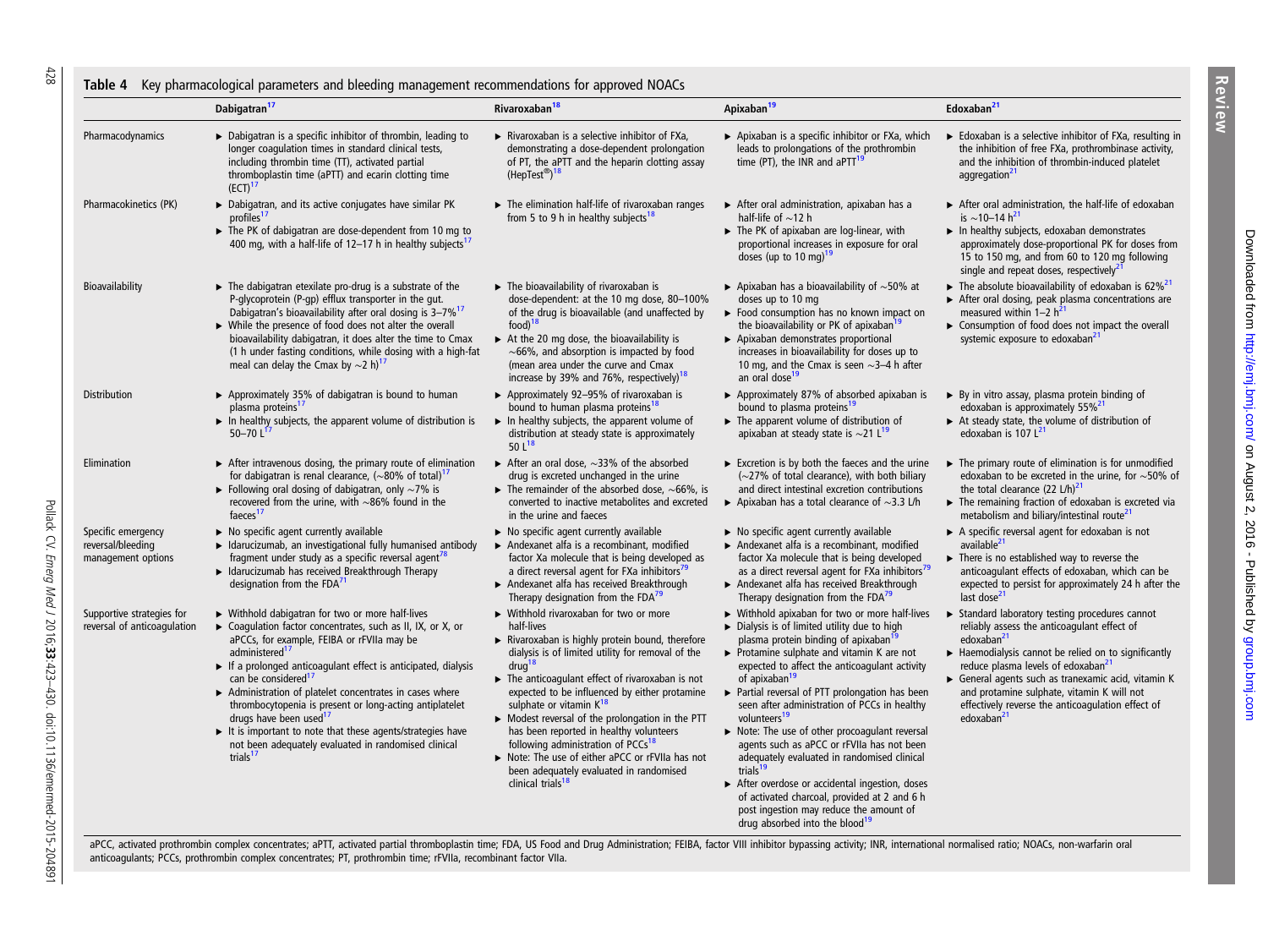**Table 4** Key pharmacological parameters and bleeding management recommendations for approved NOACs

| | Dabigatran[17] | Rivaroxaban[18] | Apixaban[19] | Edoxaban[21] |
|---|---|---|---|---|
| Pharmacodynamics | ▶ Dabigatran is a specific inhibitor of thrombin, leading to longer coagulation times in standard clinical tests, including thrombin time (TT), activated partial thromboplastin time (aPTT) and ecarin clotting time (ECT)[17] | ▶ Rivaroxaban is a selective inhibitor of FXa, demonstrating a dose-dependent prolongation of PT, the aPTT and the heparin clotting assay (HepTest®)[18] | ▶ Apixaban is a specific inhibitor or FXa, which leads to prolongations of the prothrombin time (PT), the INR and aPTT[19] | ▶ Edoxaban is a selective inhibitor of FXa, resulting in the inhibition of free FXa, prothrombinase activity, and the inhibition of thrombin-induced platelet aggregation[21] |
| Pharmacokinetics (PK) | ▶ Dabigatran, and its active conjugates have similar PK profiles[17] ▶ The PK of dabigatran are dose-dependent from 10 mg to 400 mg, with a half-life of 12–17 h in healthy subjects[17] | ▶ The elimination half-life of rivaroxaban ranges from 5 to 9 h in healthy subjects[18] | ▶ After oral administration, apixaban has a half-life of ∼12 h ▶ The PK of apixaban are log-linear, with proportional increases in exposure for oral doses (up to 10 mg)[19] | ▶ After oral administration, the half-life of edoxaban is ∼10–14 h[21] ▶ In healthy subjects, edoxaban demonstrates approximately dose-proportional PK for doses from 15 to 150 mg, and from 60 to 120 mg following single and repeat doses, respectively[21] |
| Bioavailability | ▶ The dabigatran etexilate pro-drug is a substrate of the P-glycoprotein (P-gp) efflux transporter in the gut. Dabigatran's bioavailability after oral dosing is 3–7%[17] ▶ While the presence of food does not alter the overall bioavailability dabigatran, it does alter the time to Cmax (1 h under fasting conditions, while dosing with a high-fat meal can delay the Cmax by ∼2 h)[17] | ▶ The bioavailability of rivaroxaban is dose-dependent: at the 10 mg dose, 80–100% of the drug is bioavailable (and unaffected by food)[18] ▶ At the 20 mg dose, the bioavailability is ∼66%, and absorption is impacted by food (mean area under the curve and Cmax increase by 39% and 76%, respectively)[18] | ▶ Apixaban has a bioavailability of ∼50% at doses up to 10 mg ▶ Food consumption has no known impact on the bioavailability or PK of apixaban[19] ▶ Apixaban demonstrates proportional increases in bioavailability for doses up to 10 mg, and the Cmax is seen ∼3–4 h after an oral dose[19] | ▶ The absolute bioavailability of edoxaban is 62%[21] ▶ After oral dosing, peak plasma concentrations are measured within 1–2 h[21] ▶ Consumption of food does not impact the overall systemic exposure to edoxaban[21] |
| Distribution | ▶ Approximately 35% of dabigatran is bound to human plasma proteins[17] ▶ In healthy subjects, the apparent volume of distribution is 50–70 L[17] | ▶ Approximately 92–95% of rivaroxaban is bound to human plasma proteins[18] ▶ In healthy subjects, the apparent volume of distribution at steady state is approximately 50 L[18] | ▶ Approximately 87% of absorbed apixaban is bound to plasma proteins[19] ▶ The apparent volume of distribution of apixaban at steady state is ∼21 L[19] | ▶ By in vitro assay, plasma protein binding of edoxaban is approximately 55%[21] ▶ At steady state, the volume of distribution of edoxaban is 107 L[21] |
| Elimination | ▶ After intravenous dosing, the primary route of elimination for dabigatran is renal clearance, (∼80% of total)[17] ▶ Following oral dosing of dabigatran, only ∼7% is recovered from the urine, with ∼86% found in the faeces[17] | ▶ After an oral dose, ∼33% of the absorbed drug is excreted unchanged in the urine ▶ The remainder of the absorbed dose, ∼66%, is converted to inactive metabolites and excreted in the urine and faeces | ▶ Excretion is by both the faeces and the urine (∼27% of total clearance), with both biliary and direct intestinal excretion contributions ▶ Apixaban has a total clearance of ∼3.3 L/h | ▶ The primary route of elimination is for unmodified edoxaban to be excreted in the urine, for ∼50% of the total clearance (22 L/h)[21] ▶ The remaining fraction of edoxaban is excreted via metabolism and biliary/intestinal route[21] |
| Specific emergency reversal/bleeding management options | ▶ No specific agent currently available ▶ Idarucizumab, an investigational fully humanised antibody fragment under study as a specific reversal agent[78] ▶ Idarucizumab has received Breakthrough Therapy designation from the FDA[71] | ▶ No specific agent currently available ▶ Andexanet alfa is a recombinant, modified factor Xa molecule that is being developed as a direct reversal agent for FXa inhibitors[79] ▶ Andexanet alfa has received Breakthrough Therapy designation from the FDA[79] | ▶ No specific agent currently available ▶ Andexanet alfa is a recombinant, modified factor Xa molecule that is being developed as a direct reversal agent for FXa inhibitors[79] ▶ Andexanet alfa has received Breakthrough Therapy designation from the FDA[79] | ▶ A specific reversal agent for edoxaban is not available[21] ▶ There is no established way to reverse the anticoagulant effects of edoxaban, which can be expected to persist for approximately 24 h after the last dose[21] |
| Supportive strategies for reversal of anticoagulation | ▶ Withhold dabigatran for two or more half-lives ▶ Coagulation factor concentrates, such as II, IX, or X, or aPCCs, for example, FEIBA or rFVIIa may be administered[17] ▶ If a prolonged anticoagulant effect is anticipated, dialysis can be considered[17] ▶ Administration of platelet concentrates in cases where thrombocytopenia is present or long-acting antiplatelet drugs have been used[17] ▶ It is important to note that these agents/strategies have not been adequately evaluated in randomised clinical trials[17] | ▶ Withhold rivaroxaban for two or more half-lives ▶ Rivaroxaban is highly protein bound, therefore dialysis is of limited utility for removal of the drug[18] ▶ The anticoagulant effect of rivaroxaban is not expected to be influenced by either protamine sulphate or vitamin K[18] ▶ Modest reversal of the prolongation in the PTT has been reported in healthy volunteers following administration of PCCs[18] ▶ Note: The use of either aPCC or rFVIIa has not been adequately evaluated in randomised clinical trials[18] | ▶ Withhold apixaban for two or more half-lives ▶ Dialysis is of limited utility due to high plasma protein binding of apixaban[19] ▶ Protamine sulphate and vitamin K are not expected to affect the anticoagulant activity of apixaban[19] ▶ Partial reversal of PTT prolongation has been seen after administration of PCCs in healthy volunteers[19] ▶ Note: The use of other procoagulant reversal agents such as aPCC or rFVIIa has not been adequately evaluated in randomised clinical trials[19] ▶ After overdose or accidental ingestion, doses of activated charcoal, provided at 2 and 6 h post ingestion may reduce the amount of drug absorbed into the blood[19] | ▶ Standard laboratory testing procedures cannot reliably assess the anticoagulant effect of edoxaban[21] ▶ Haemodialysis cannot be relied on to significantly reduce plasma levels of edoxaban[21] ▶ General agents such as tranexamic acid, vitamin K and protamine sulphate, vitamin K will not effectively reverse the anticoagulation effect of edoxaban[21] |

aPCC, activated prothrombin complex concentrates; aPTT, activated partial thromboplastin time; FDA, US Food and Drug Administration; FEIBA, factor VIII inhibitor bypassing activity; INR, international normalised ratio; NOACs, non-warfarin oral anticoagulants; PCCs, prothrombin complex concentrates; PT, prothrombin time; rFVIIa, recombinant factor VIIa.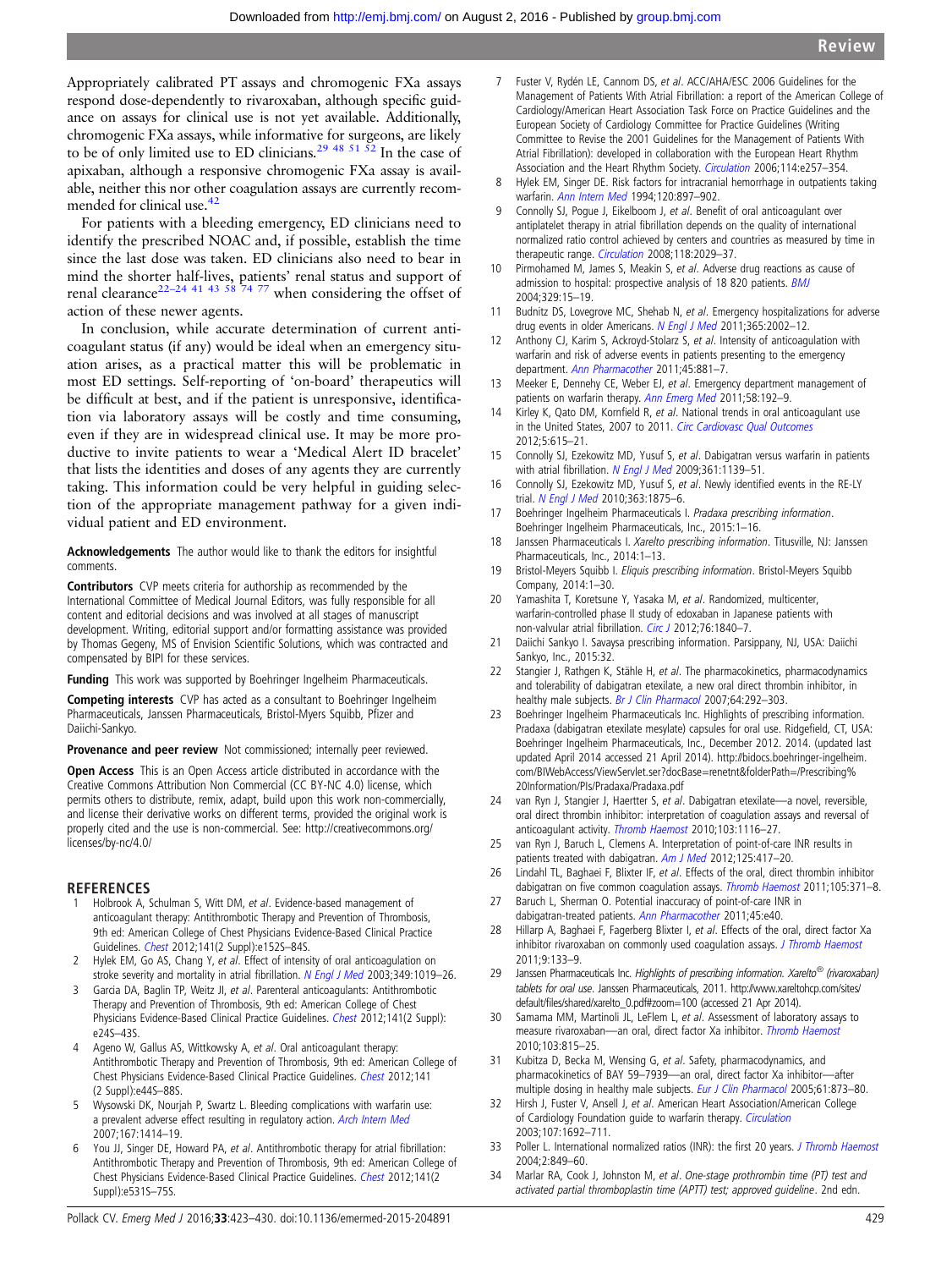Appropriately calibrated PT assays and chromogenic FXa assays respond dose-dependently to rivaroxaban, although specific guidance on assays for clinical use is not yet available. Additionally, chromogenic FXa assays, while informative for surgeons, are likely to be of only limited use to ED clinicians.[29 48 51 52] In the case of apixaban, although a responsive chromogenic FXa assay is available, neither this nor other coagulation assays are currently recommended for clinical use.[42]

For patients with a bleeding emergency, ED clinicians need to identify the prescribed NOAC and, if possible, establish the time since the last dose was taken. ED clinicians also need to bear in mind the shorter half-lives, patients' renal status and support of renal clearance[22–24 41 43 58 74 77] when considering the offset of action of these newer agents.

In conclusion, while accurate determination of current anticoagulant status (if any) would be ideal when an emergency situation arises, as a practical matter this will be problematic in most ED settings. Self-reporting of 'on-board' therapeutics will be difficult at best, and if the patient is unresponsive, identification via laboratory assays will be costly and time consuming, even if they are in widespread clinical use. It may be more productive to invite patients to wear a 'Medical Alert ID bracelet' that lists the identities and doses of any agents they are currently taking. This information could be very helpful in guiding selection of the appropriate management pathway for a given individual patient and ED environment.

**Acknowledgements** The author would like to thank the editors for insightful comments.

**Contributors** CVP meets criteria for authorship as recommended by the International Committee of Medical Journal Editors, was fully responsible for all content and editorial decisions and was involved at all stages of manuscript development. Writing, editorial support and/or formatting assistance was provided by Thomas Gegeny, MS of Envision Scientific Solutions, which was contracted and compensated by BIPI for these services.

**Funding** This work was supported by Boehringer Ingelheim Pharmaceuticals.

**Competing interests** CVP has acted as a consultant to Boehringer Ingelheim Pharmaceuticals, Janssen Pharmaceuticals, Bristol-Myers Squibb, Pfizer and Daiichi-Sankyo.

**Provenance and peer review** Not commissioned; internally peer reviewed.

**Open Access** This is an Open Access article distributed in accordance with the Creative Commons Attribution Non Commercial (CC BY-NC 4.0) license, which permits others to distribute, remix, adapt, build upon this work non-commercially, and license their derivative works on different terms, provided the original work is properly cited and the use is non-commercial. See: http://creativecommons.org/licenses/by-nc/4.0/

## REFERENCES

1. Holbrook A, Schulman S, Witt DM, *et al*. Evidence-based management of anticoagulant therapy: Antithrombotic Therapy and Prevention of Thrombosis, 9th ed: American College of Chest Physicians Evidence-Based Clinical Practice Guidelines. *Chest* 2012;141(2 Suppl):e152S–84S.
2. Hylek EM, Go AS, Chang Y, *et al*. Effect of intensity of oral anticoagulation on stroke severity and mortality in atrial fibrillation. *N Engl J Med* 2003;349:1019–26.
3. Garcia DA, Baglin TP, Weitz JI, *et al*. Parenteral anticoagulants: Antithrombotic Therapy and Prevention of Thrombosis, 9th ed: American College of Chest Physicians Evidence-Based Clinical Practice Guidelines. *Chest* 2012;141(2 Suppl): e24S–43S.
4. Ageno W, Gallus AS, Wittkowsky A, *et al*. Oral anticoagulant therapy: Antithrombotic Therapy and Prevention of Thrombosis, 9th ed: American College of Chest Physicians Evidence-Based Clinical Practice Guidelines. *Chest* 2012;141 (2 Suppl):e44S–88S.
5. Wysowski DK, Nourjah P, Swartz L. Bleeding complications with warfarin use: a prevalent adverse effect resulting in regulatory action. *Arch Intern Med* 2007;167:1414–19.
6. You JJ, Singer DE, Howard PA, *et al*. Antithrombotic therapy for atrial fibrillation: Antithrombotic Therapy and Prevention of Thrombosis, 9th ed: American College of Chest Physicians Evidence-Based Clinical Practice Guidelines. *Chest* 2012;141(2 Suppl):e531S–75S.
7. Fuster V, Rydén LE, Cannom DS, *et al*. ACC/AHA/ESC 2006 Guidelines for the Management of Patients With Atrial Fibrillation: a report of the American College of Cardiology/American Heart Association Task Force on Practice Guidelines and the European Society of Cardiology Committee for Practice Guidelines (Writing Committee to Revise the 2001 Guidelines for the Management of Patients With Atrial Fibrillation): developed in collaboration with the European Heart Rhythm Association and the Heart Rhythm Society. *Circulation* 2006;114:e257–354.
8. Hylek EM, Singer DE. Risk factors for intracranial hemorrhage in outpatients taking warfarin. *Ann Intern Med* 1994;120:897–902.
9. Connolly SJ, Pogue J, Eikelboom J, *et al*. Benefit of oral anticoagulant over antiplatelet therapy in atrial fibrillation depends on the quality of international normalized ratio control achieved by centers and countries as measured by time in therapeutic range. *Circulation* 2008;118:2029–37.
10. Pirmohamed M, James S, Meakin S, *et al*. Adverse drug reactions as cause of admission to hospital: prospective analysis of 18 820 patients. *BMJ* 2004;329:15–19.
11. Budnitz DS, Lovegrove MC, Shehab N, *et al*. Emergency hospitalizations for adverse drug events in older Americans. *N Engl J Med* 2011;365:2002–12.
12. Anthony CJ, Karim S, Ackroyd-Stolarz S, *et al*. Intensity of anticoagulation with warfarin and risk of adverse events in patients presenting to the emergency department. *Ann Pharmacother* 2011;45:881–7.
13. Meeker E, Dennehy CE, Weber EJ, *et al*. Emergency department management of patients on warfarin therapy. *Ann Emerg Med* 2011;58:192–9.
14. Kirley K, Qato DM, Kornfield R, *et al*. National trends in oral anticoagulant use in the United States, 2007 to 2011. *Circ Cardiovasc Qual Outcomes* 2012;5:615–21.
15. Connolly SJ, Ezekowitz MD, Yusuf S, *et al*. Dabigatran versus warfarin in patients with atrial fibrillation. *N Engl J Med* 2009;361:1139–51.
16. Connolly SJ, Ezekowitz MD, Yusuf S, *et al*. Newly identified events in the RE-LY trial. *N Engl J Med* 2010;363:1875–6.
17. Boehringer Ingelheim Pharmaceuticals I. *Pradaxa prescribing information*. Boehringer Ingelheim Pharmaceuticals, Inc., 2015:1–16.
18. Janssen Pharmaceuticals I. *Xarelto prescribing information*. Titusville, NJ: Janssen Pharmaceuticals, Inc., 2014:1–13.
19. Bristol-Meyers Squibb I. *Eliquis prescribing information*. Bristol-Meyers Squibb Company, 2014:1–30.
20. Yamashita T, Koretsune Y, Yasaka M, *et al*. Randomized, multicenter, warfarin-controlled phase II study of edoxaban in Japanese patients with non-valvular atrial fibrillation. *Circ J* 2012;76:1840–7.
21. Daiichi Sankyo I. Savaysa prescribing information. Parsippany, NJ, USA: Daiichi Sankyo, Inc., 2015:32.
22. Stangier J, Rathgen K, Stähle H, *et al*. The pharmacokinetics, pharmacodynamics and tolerability of dabigatran etexilate, a new oral direct thrombin inhibitor, in healthy male subjects. *Br J Clin Pharmacol* 2007;64:292–303.
23. Boehringer Ingelheim Pharmaceuticals Inc. Highlights of prescribing information. Pradaxa (dabigatran etexilate mesylate) capsules for oral use. Ridgefield, CT, USA: Boehringer Ingelheim Pharmaceuticals, Inc., December 2012. 2014. (updated last updated April 2014 accessed 21 April 2014). http://bidocs.boehringer-ingelheim.com/BIWebAccess/ViewServlet.ser?docBase=renetnt&folderPath=/Prescribing%20Information/PIs/Pradaxa/Pradaxa.pdf
24. van Ryn J, Stangier J, Haertter S, *et al*. Dabigatran etexilate—a novel, reversible, oral direct thrombin inhibitor: interpretation of coagulation assays and reversal of anticoagulant activity. *Thromb Haemost* 2010;103:1116–27.
25. van Ryn J, Baruch L, Clemens A. Interpretation of point-of-care INR results in patients treated with dabigatran. *Am J Med* 2012;125:417–20.
26. Lindahl TL, Baghaei F, Blixter IF, *et al*. Effects of the oral, direct thrombin inhibitor dabigatran on five common coagulation assays. *Thromb Haemost* 2011;105:371–8.
27. Baruch L, Sherman O. Potential inaccuracy of point-of-care INR in dabigatran-treated patients. *Ann Pharmacother* 2011;45:e40.
28. Hillarp A, Baghaei F, Fagerberg Blixter I, *et al*. Effects of the oral, direct factor Xa inhibitor rivaroxaban on commonly used coagulation assays. *J Thromb Haemost* 2011;9:133–9.
29. Janssen Pharmaceuticals Inc. *Highlights of prescribing information. Xarelto® (rivaroxaban) tablets for oral use*. Janssen Pharmaceuticals, 2011. http://www.xareltohcp.com/sites/default/files/shared/xarelto_0.pdf#zoom=100 (accessed 21 Apr 2014).
30. Samama MM, Martinoli JL, LeFlem L, *et al*. Assessment of laboratory assays to measure rivaroxaban—an oral, direct factor Xa inhibitor. *Thromb Haemost* 2010;103:815–25.
31. Kubitza D, Becka M, Wensing G, *et al*. Safety, pharmacodynamics, and pharmacokinetics of BAY 59–7939—an oral, direct factor Xa inhibitor—after multiple dosing in healthy male subjects. *Eur J Clin Pharmacol* 2005;61:873–80.
32. Hirsh J, Fuster V, Ansell J, *et al*. American Heart Association/American College of Cardiology Foundation guide to warfarin therapy. *Circulation* 2003;107:1692–711.
33. Poller L. International normalized ratios (INR): the first 20 years. *J Thromb Haemost* 2004;2:849–60.
34. Marlar RA, Cook J, Johnston M, *et al*. *One-stage prothrombin time (PT) test and activated partial thromboplastin time (APTT) test; approved guideline*. 2nd edn.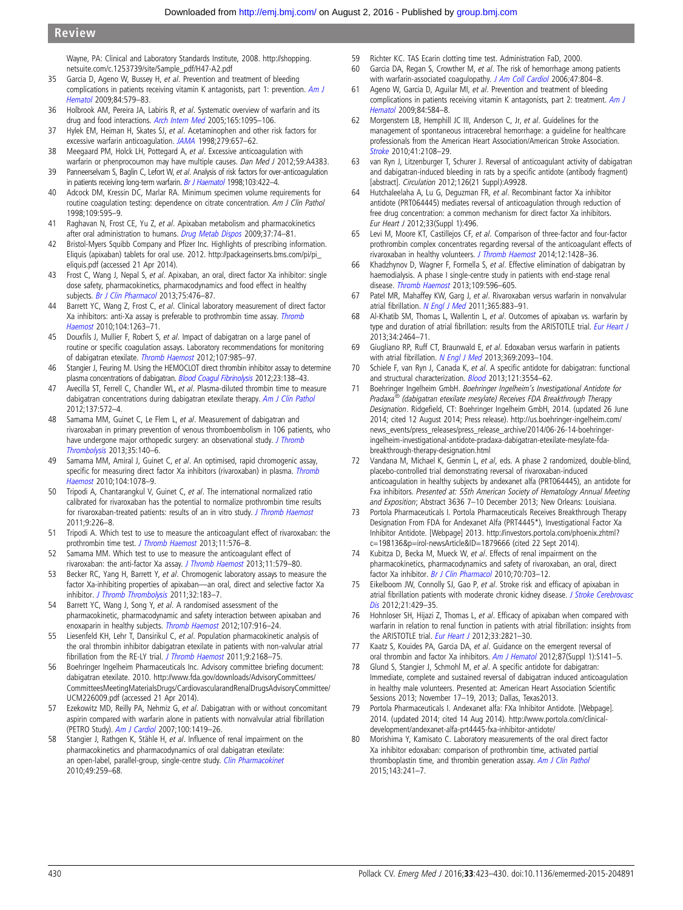Wayne, PA: Clinical and Laboratory Standards Institute, 2008. http://shopping.netsuite.com/c.1253739/site/Sample_pdf/H47-A2.pdf

35 Garcia D, Ageno W, Bussey H, *et al*. Prevention and treatment of bleeding complications in patients receiving vitamin K antagonists, part 1: prevention. *Am J Hematol* 2009;84:579–83.
36 Holbrook AM, Pereira JA, Labiris R, *et al*. Systematic overview of warfarin and its drug and food interactions. *Arch Intern Med* 2005;165:1095–106.
37 Hylek EM, Heiman H, Skates SJ, *et al*. Acetaminophen and other risk factors for excessive warfarin anticoagulation. *JAMA* 1998;279:657–62.
38 Meegaard PM, Holck LH, Pottegard A, *et al*. Excessive anticoagulation with warfarin or phenprocoumon may have multiple causes. *Dan Med J* 2012;59:A4383.
39 Panneerselvam S, Baglin C, Lefort W, *et al*. Analysis of risk factors for over-anticoagulation in patients receiving long-term warfarin. *Br J Haematol* 1998;103:422–4.
40 Adcock DM, Kressin DC, Marlar RA. Minimum specimen volume requirements for routine coagulation testing: dependence on citrate concentration. *Am J Clin Pathol* 1998;109:595–9.
41 Raghavan N, Frost CE, Yu Z, *et al*. Apixaban metabolism and pharmacokinetics after oral administration to humans. *Drug Metab Dispos* 2009;37:74–81.
42 Bristol-Myers Squibb Company and Pfizer Inc. Highlights of prescribing information. Eliquis (apixaban) tablets for oral use. 2012. http://packageinserts.bms.com/pi/pi_eliquis.pdf (accessed 21 Apr 2014).
43 Frost C, Wang J, Nepal S, *et al*. Apixaban, an oral, direct factor Xa inhibitor: single dose safety, pharmacokinetics, pharmacodynamics and food effect in healthy subjects. *Br J Clin Pharmacol* 2013;75:476–87.
44 Barrett YC, Wang Z, Frost C, *et al*. Clinical laboratory measurement of direct factor Xa inhibitors: anti-Xa assay is preferable to prothrombin time assay. *Thromb Haemost* 2010;104:1263–71.
45 Douxfils J, Mullier F, Robert S, *et al*. Impact of dabigatran on a large panel of routine or specific coagulation assays. Laboratory recommendations for monitoring of dabigatran etexilate. *Thromb Haemost* 2012;107:985–97.
46 Stangier J, Feuring M. Using the HEMOCLOT direct thrombin inhibitor assay to determine plasma concentrations of dabigatran. *Blood Coagul Fibrinolysis* 2012;23:138–43.
47 Avecilla ST, Ferrell C, Chandler WL, *et al*. Plasma-diluted thrombin time to measure dabigatran concentrations during dabigatran etexilate therapy. *Am J Clin Pathol* 2012;137:572–4.
48 Samama MM, Guinet C, Le Flem L, *et al*. Measurement of dabigatran and rivaroxaban in primary prevention of venous thromboembolism in 106 patients, who have undergone major orthopedic surgery: an observational study. *J Thromb Thrombolysis* 2013;35:140–6.
49 Samama MM, Amiral J, Guinet C, *et al*. An optimised, rapid chromogenic assay, specific for measuring direct factor Xa inhibitors (rivaroxaban) in plasma. *Thromb Haemost* 2010;104:1078–9.
50 Tripodi A, Chantarangkul V, Guinet C, *et al*. The international normalized ratio calibrated for rivaroxaban has the potential to normalize prothrombin time results for rivaroxaban-treated patients: results of an in vitro study. *J Thromb Haemost* 2011;9:226–8.
51 Tripodi A. Which test to use to measure the anticoagulant effect of rivaroxaban: the prothrombin time test. *J Thromb Haemost* 2013;11:576–8.
52 Samama MM. Which test to use to measure the anticoagulant effect of rivaroxaban: the anti-factor Xa assay. *J Thromb Haemost* 2013;11:579–80.
53 Becker RC, Yang H, Barrett Y, *et al*. Chromogenic laboratory assays to measure the factor Xa-inhibiting properties of apixaban—an oral, direct and selective factor Xa inhibitor. *J Thromb Thrombolysis* 2011;32:183–7.
54 Barrett YC, Wang J, Song Y, *et al*. A randomised assessment of the pharmacokinetic, pharmacodynamic and safety interaction between apixaban and enoxaparin in healthy subjects. *Thromb Haemost* 2012;107:916–24.
55 Liesenfeld KH, Lehr T, Dansirikul C, *et al*. Population pharmacokinetic analysis of the oral thrombin inhibitor dabigatran etexilate in patients with non-valvular atrial fibrillation from the RE-LY trial. *J Thromb Haemost* 2011;9:2168–75.
56 Boehringer Ingelheim Pharmaceuticals Inc. Advisory committee briefing document: dabigatran etexilate. 2010. http://www.fda.gov/downloads/AdvisoryCommittees/CommitteesMeetingMaterialsDrugs/CardiovascularandRenalDrugsAdvisoryCommittee/UCM226009.pdf (accessed 21 Apr 2014).
57 Ezekowitz MD, Reilly PA, Nehmiz G, *et al*. Dabigatran with or without concomitant aspirin compared with warfarin alone in patients with nonvalvular atrial fibrillation (PETRO Study). *Am J Cardiol* 2007;100:1419–26.
58 Stangier J, Rathgen K, Stähle H, *et al*. Influence of renal impairment on the pharmacokinetics and pharmacodynamics of oral dabigatran etexilate: an open-label, parallel-group, single-centre study. *Clin Pharmacokinet* 2010;49:259–68.
59 Richter KC. TAS Ecarin clotting time test. Administration FaD, 2000.
60 Garcia DA, Regan S, Crowther M, *et al*. The risk of hemorrhage among patients with warfarin-associated coagulopathy. *J Am Coll Cardiol* 2006;47:804–8.
61 Ageno W, Garcia D, Aguilar MI, *et al*. Prevention and treatment of bleeding complications in patients receiving vitamin K antagonists, part 2: treatment. *Am J Hematol* 2009;84:584–8.
62 Morgenstern LB, Hemphill JC III, Anderson C, Jr, *et al*. Guidelines for the management of spontaneous intracerebral hemorrhage: a guideline for healthcare professionals from the American Heart Association/American Stroke Association. *Stroke* 2010;41:2108–29.
63 van Ryn J, Litzenburger T, Schurer J. Reversal of anticoagulant activity of dabigatran and dabigatran-induced bleeding in rats by a specific antidote (antibody fragment) [abstract]. *Circulation* 2012;126(21 Suppl):A9928.
64 Hutchaleelaha A, Lu G, Deguzman FR, *et al*. Recombinant factor Xa inhibitor antidote (PRT064445) mediates reversal of anticoagulation through reduction of free drug concentration: a common mechanism for direct factor Xa inhibitors. *Eur Heart J* 2012;33(Suppl 1):496.
65 Levi M, Moore KT, Castillejos CF, *et al*. Comparison of three-factor and four-factor prothrombin complex concentrates regarding reversal of the anticoagulant effects of rivaroxaban in healthy volunteers. *J Thromb Haemost* 2014;12:1428–36.
66 Khadzhynov D, Wagner F, Formella S, *et al*. Effective elimination of dabigatran by haemodialysis. A phase I single-centre study in patients with end-stage renal disease. *Thromb Haemost* 2013;109:596–605.
67 Patel MR, Mahaffey KW, Garg J, *et al*. Rivaroxaban versus warfarin in nonvalvular atrial fibrillation. *N Engl J Med* 2011;365:883–91.
68 Al-Khatib SM, Thomas L, Wallentin L, *et al*. Outcomes of apixaban vs. warfarin by type and duration of atrial fibrillation: results from the ARISTOTLE trial. *Eur Heart J* 2013;34:2464–71.
69 Giugliano RP, Ruff CT, Braunwald E, *et al*. Edoxaban versus warfarin in patients with atrial fibrillation. *N Engl J Med* 2013;369:2093–104.
70 Schiele F, van Ryn J, Canada K, *et al*. A specific antidote for dabigatran: functional and structural characterization. *Blood* 2013;121:3554–62.
71 Boehringer Ingelheim GmbH. *Boehringer Ingelheim's Investigational Antidote for Pradaxa® (dabigatran etexilate mesylate) Receives FDA Breakthrough Therapy Designation*. Ridgefield, CT: Boehringer Ingelheim GmbH, 2014. (updated 26 June 2014; cited 12 August 2014; Press release). http://us.boehringer-ingelheim.com/news_events/press_releases/press_release_archive/2014/06-26-14-boehringer-ingelheim-investigational-antidote-pradaxa-dabigatran-etexilate-mesylate-fda-breakthrough-therapy-designation.html
72 Vandana M, Michael K, Genmin L, *et al*, eds. A phase 2 randomized, double-blind, placebo-controlled trial demonstrating reversal of rivaroxaban-induced anticoagulation in healthy subjects by andexanet alfa (PRT064445), an antidote for Fxa inhibitors. *Presented at: 55th American Society of Hematology Annual Meeting and Exposition*; Abstract 3636 7–10 December 2013; New Orleans: Louisiana.
73 Portola Pharmaceuticals I. Portola Pharmaceuticals Receives Breakthrough Therapy Designation From FDA for Andexanet Alfa (PRT4445*), Investigational Factor Xa Inhibitor Antidote. [Webpage] 2013. http://investors.portola.com/phoenix.zhtml?c=198136&p=irol-newsArticle&ID=1879666 (cited 22 Sept 2014).
74 Kubitza D, Becka M, Mueck W, *et al*. Effects of renal impairment on the pharmacokinetics, pharmacodynamics and safety of rivaroxaban, an oral, direct factor Xa inhibitor. *Br J Clin Pharmacol* 2010;70:703–12.
75 Eikelboom JW, Connolly SJ, Gao P, *et al*. Stroke risk and efficacy of apixaban in atrial fibrillation patients with moderate chronic kidney disease. *J Stroke Cerebrovasc Dis* 2012;21:429–35.
76 Hohnloser SH, Hijazi Z, Thomas L, *et al*. Efficacy of apixaban when compared with warfarin in relation to renal function in patients with atrial fibrillation: insights from the ARISTOTLE trial. *Eur Heart J* 2012;33:2821–30.
77 Kaatz S, Kouides PA, Garcia DA, *et al*. Guidance on the emergent reversal of oral thrombin and factor Xa inhibitors. *Am J Hematol* 2012;87(Suppl 1):S141–5.
78 Glund S, Stangier J, Schmohl M, *et al*. A specific antidote for dabigatran: Immediate, complete and sustained reversal of dabigatran induced anticoagulation in healthy male volunteers. Presented at: American Heart Association Scientific Sessions 2013; November 17–19, 2013; Dallas, Texas2013.
79 Portola Pharmaceuticals I. Andexanet alfa: FXa Inhibitor Antidote. [Webpage]. 2014. (updated 2014; cited 14 Aug 2014). http://www.portola.com/clinical-development/andexanet-alfa-prt4445-fxa-inhibitor-antidote/
80 Morishima Y, Kamisato C. Laboratory measurements of the oral direct factor Xa inhibitor edoxaban: comparison of prothrombin time, activated partial thromboplastin time, and thrombin generation assay. *Am J Clin Pathol* 2015;143:241–7.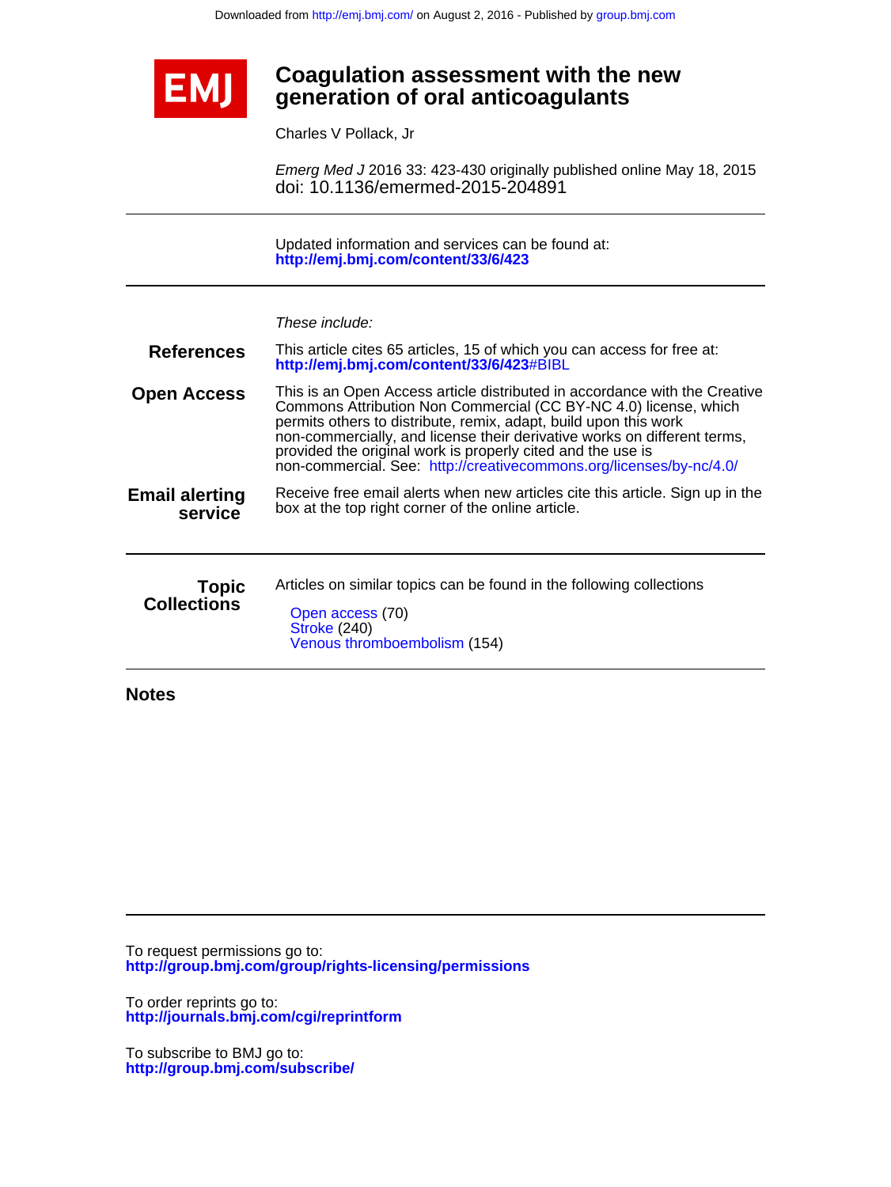Downloaded from http://emj.bmj.com/ on August 2, 2016 - Published by group.bmj.com

EMJ

# Coagulation assessment with the new generation of oral anticoagulants

Charles V Pollack, Jr

*Emerg Med J* 2016 33: 423-430 originally published online May 18, 2015
doi: 10.1136/emermed-2015-204891

Updated information and services can be found at:
**http://emj.bmj.com/content/33/6/423**

*These include:*

**References**

This article cites 65 articles, 15 of which you can access for free at:
**http://emj.bmj.com/content/33/6/423**#BIBL

**Open Access**

This is an Open Access article distributed in accordance with the Creative Commons Attribution Non Commercial (CC BY-NC 4.0) license, which permits others to distribute, remix, adapt, build upon this work non-commercially, and license their derivative works on different terms, provided the original work is properly cited and the use is non-commercial. See: http://creativecommons.org/licenses/by-nc/4.0/

**Email alerting service**

Receive free email alerts when new articles cite this article. Sign up in the box at the top right corner of the online article.

**Topic Collections**

Articles on similar topics can be found in the following collections

- Open access (70)
- Stroke (240)
- Venous thromboembolism (154)

## Notes

To request permissions go to:
**http://group.bmj.com/group/rights-licensing/permissions**

To order reprints go to:
**http://journals.bmj.com/cgi/reprintform**

To subscribe to BMJ go to:
**http://group.bmj.com/subscribe/**